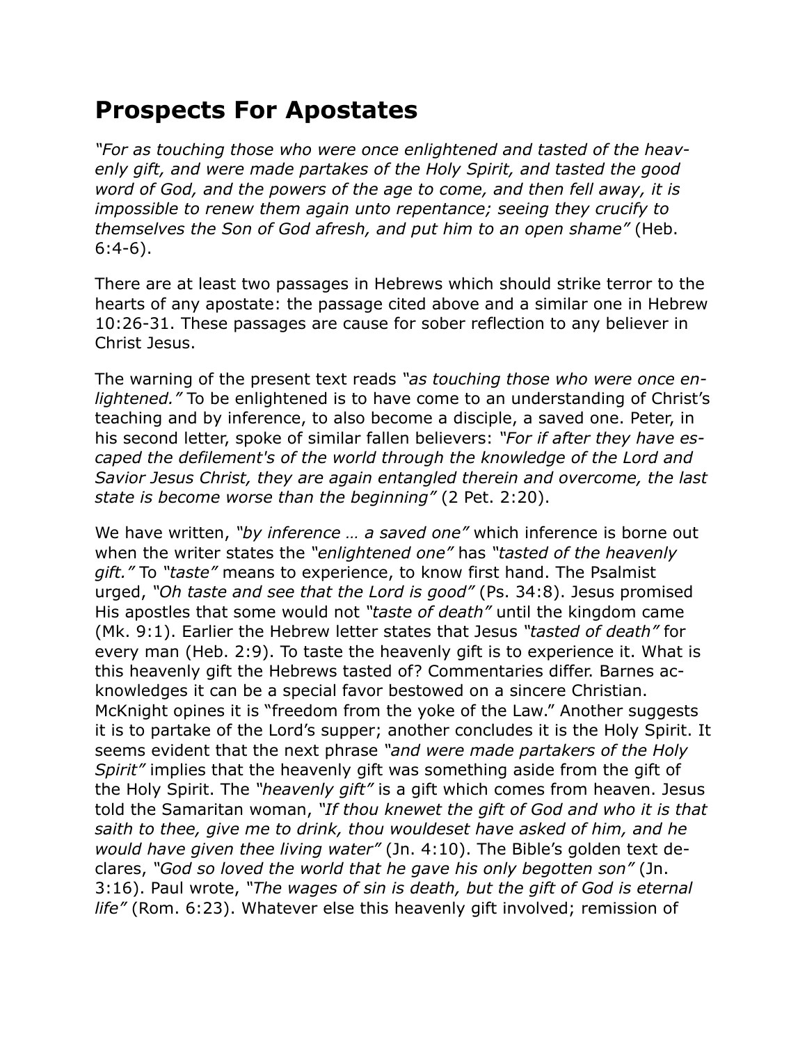# Prospects For Apostates

*"For as touching those who were once enlightened and tasted of the heavenly gift, and were made partakes of the Holy Spirit, and tasted the good word of God, and the powers of the age to come, and then fell away, it is impossible to renew them again unto repentance; seeing they crucify to themselves the Son of God afresh, and put him to an open shame"* (Heb. 6:4-6).

There are at least two passages in Hebrews which should strike terror to the hearts of any apostate: the passage cited above and a similar one in Hebrew 10:26-31. These passages are cause for sober reflection to any believer in Christ Jesus.

The warning of the present text reads *"as touching those who were once enlightened."* To be enlightened is to have come to an understanding of Christ's teaching and by inference, to also become a disciple, a saved one. Peter, in his second letter, spoke of similar fallen believers: *"For if after they have escaped the defilement's of the world through the knowledge of the Lord and Savior Jesus Christ, they are again entangled therein and overcome, the last state is become worse than the beginning"* (2 Pet. 2:20).

We have written, *"by inference … a saved one"* which inference is borne out when the writer states the *"enlightened one"* has *"tasted of the heavenly gift."* To *"taste"* means to experience, to know first hand. The Psalmist urged, *"Oh taste and see that the Lord is good"* (Ps. 34:8). Jesus promised His apostles that some would not *"taste of death"* until the kingdom came (Mk. 9:1). Earlier the Hebrew letter states that Jesus *"tasted of death"* for every man (Heb. 2:9). To taste the heavenly gift is to experience it. What is this heavenly gift the Hebrews tasted of? Commentaries differ. Barnes acknowledges it can be a special favor bestowed on a sincere Christian. McKnight opines it is "freedom from the yoke of the Law." Another suggests it is to partake of the Lord's supper; another concludes it is the Holy Spirit. It seems evident that the next phrase *"and were made partakers of the Holy Spirit"* implies that the heavenly gift was something aside from the gift of the Holy Spirit. The *"heavenly gift"* is a gift which comes from heaven. Jesus told the Samaritan woman, *"If thou knewet the gift of God and who it is that saith to thee, give me to drink, thou wouldeset have asked of him, and he would have given thee living water"* (Jn. 4:10). The Bible's golden text declares, *"God so loved the world that he gave his only begotten son"* (Jn. 3:16). Paul wrote, *"The wages of sin is death, but the gift of God is eternal life"* (Rom. 6:23). Whatever else this heavenly gift involved; remission of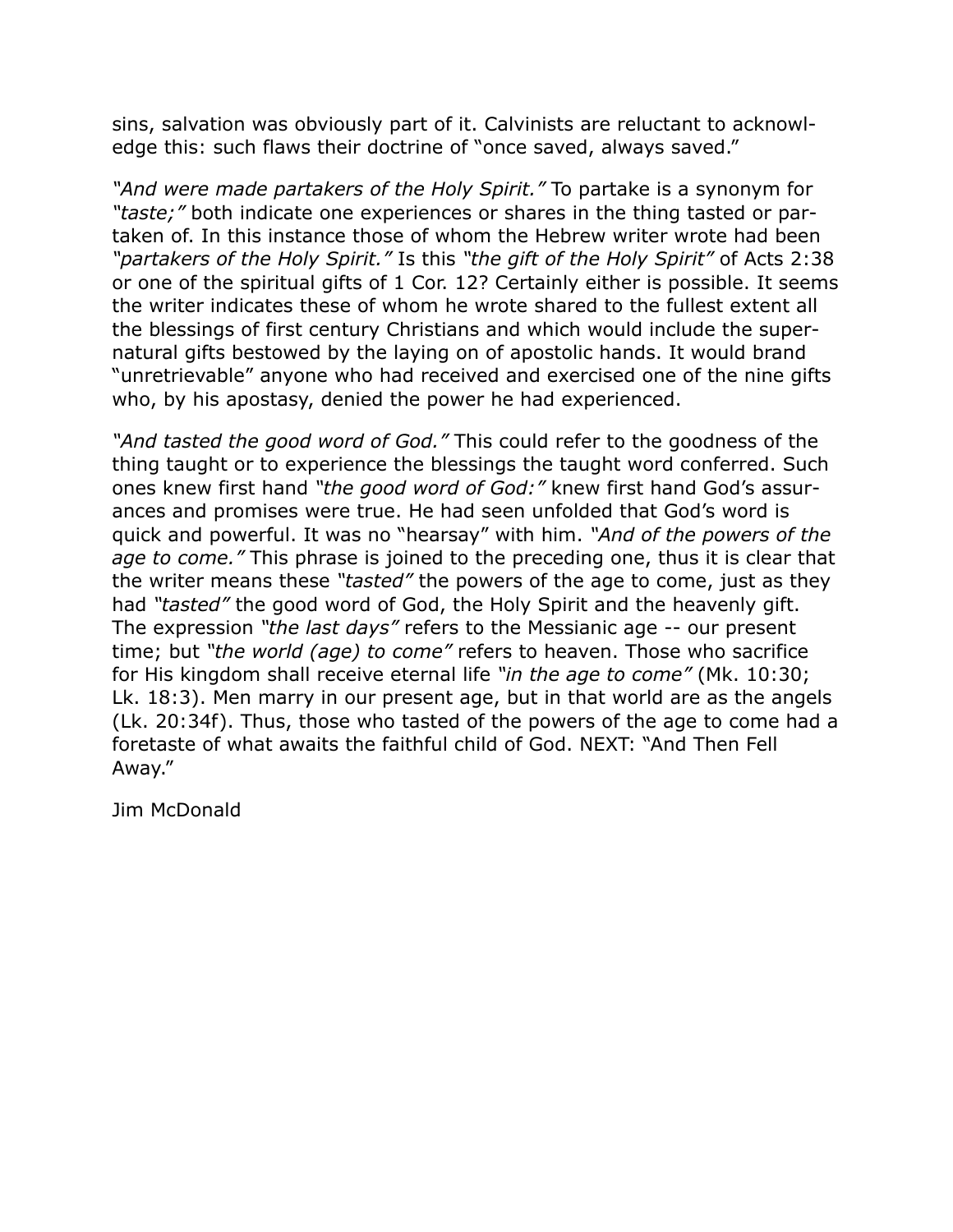sins, salvation was obviously part of it. Calvinists are reluctant to acknowledge this: such flaws their doctrine of "once saved, always saved."

*"And were made partakers of the Holy Spirit."* To partake is a synonym for *"taste;"* both indicate one experiences or shares in the thing tasted or partaken of. In this instance those of whom the Hebrew writer wrote had been *"partakers of the Holy Spirit."* Is this *"the gift of the Holy Spirit"* of Acts 2:38 or one of the spiritual gifts of 1 Cor. 12? Certainly either is possible. It seems the writer indicates these of whom he wrote shared to the fullest extent all the blessings of first century Christians and which would include the supernatural gifts bestowed by the laying on of apostolic hands. It would brand "unretrievable" anyone who had received and exercised one of the nine gifts who, by his apostasy, denied the power he had experienced.

*"And tasted the good word of God."* This could refer to the goodness of the thing taught or to experience the blessings the taught word conferred. Such ones knew first hand *"the good word of God:"* knew first hand God's assurances and promises were true. He had seen unfolded that God's word is quick and powerful. It was no "hearsay" with him. *"And of the powers of the age to come."* This phrase is joined to the preceding one, thus it is clear that the writer means these *"tasted"* the powers of the age to come, just as they had *"tasted"* the good word of God, the Holy Spirit and the heavenly gift. The expression *"the last days"* refers to the Messianic age -- our present time; but *"the world (age) to come"* refers to heaven. Those who sacrifice for His kingdom shall receive eternal life *"in the age to come"* (Mk. 10:30; Lk. 18:3). Men marry in our present age, but in that world are as the angels (Lk. 20:34f). Thus, those who tasted of the powers of the age to come had a foretaste of what awaits the faithful child of God. NEXT: "And Then Fell Away."

Jim McDonald